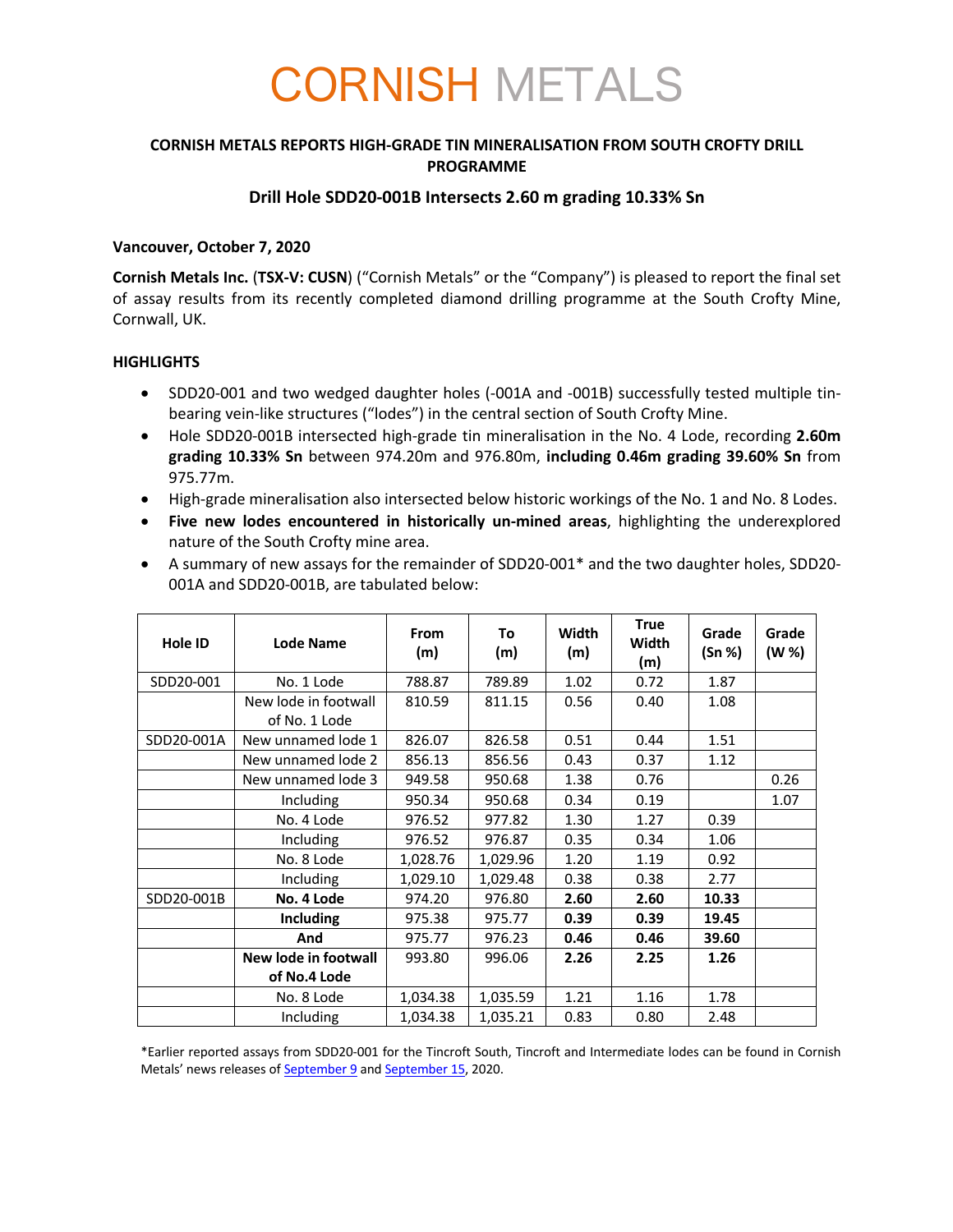# CORNISH METALS

## CORNISH METALS REPORTS HIGH-GRADE TIN MINERALISATION FROM SOUTH CROFTY DRILL PROGRAMME

### Drill Hole SDD20-001B Intersects 2.60 m grading 10.33% Sn

**Vancouver, October 7, 2020**

**Cornish Metals Inc.** (**TSX-V: CUSN**) ("Cornish Metals" or the "Company") is pleased to report the final set of assay results from its recently completed diamond drilling programme at the South Crofty Mine, Cornwall, UK.

**HIGHLIGHTS**

- SDD20-001 and two wedged daughter holes (-001A and -001B) successfully tested multiple tin-bearing vein-like structures ("lodes") in the central section of South Crofty Mine.
- Hole SDD20-001B intersected high-grade tin mineralisation in the No. 4 Lode, recording **2.60m grading 10.33% Sn** between 974.20m and 976.80m, **including 0.46m grading 39.60% Sn** from 975.77m.
- High-grade mineralisation also intersected below historic workings of the No. 1 and No. 8 Lodes.
- **Five new lodes encountered in historically un-mined areas**, highlighting the underexplored nature of the South Crofty mine area.
- A summary of new assays for the remainder of SDD20-001* and the two daughter holes, SDD20-001A and SDD20-001B, are tabulated below:

| Hole ID | Lode Name | From (m) | To (m) | Width (m) | True Width (m) | Grade (Sn %) | Grade (W %) |
|---|---|---|---|---|---|---|---|
| SDD20-001 | No. 1 Lode | 788.87 | 789.89 | 1.02 | 0.72 | 1.87 | |
| | New lode in footwall of No. 1 Lode | 810.59 | 811.15 | 0.56 | 0.40 | 1.08 | |
| SDD20-001A | New unnamed lode 1 | 826.07 | 826.58 | 0.51 | 0.44 | 1.51 | |
| | New unnamed lode 2 | 856.13 | 856.56 | 0.43 | 0.37 | 1.12 | |
| | New unnamed lode 3 | 949.58 | 950.68 | 1.38 | 0.76 | | 0.26 |
| | Including | 950.34 | 950.68 | 0.34 | 0.19 | | 1.07 |
| | No. 4 Lode | 976.52 | 977.82 | 1.30 | 1.27 | 0.39 | |
| | Including | 976.52 | 976.87 | 0.35 | 0.34 | 1.06 | |
| | No. 8 Lode | 1,028.76 | 1,029.96 | 1.20 | 1.19 | 0.92 | |
| | Including | 1,029.10 | 1,029.48 | 0.38 | 0.38 | 2.77 | |
| SDD20-001B | **No. 4 Lode** | 974.20 | 976.80 | **2.60** | **2.60** | **10.33** | |
| | **Including** | 975.38 | 975.77 | **0.39** | **0.39** | **19.45** | |
| | **And** | 975.77 | 976.23 | **0.46** | **0.46** | **39.60** | |
| | **New lode in footwall of No.4 Lode** | 993.80 | 996.06 | **2.26** | **2.25** | **1.26** | |
| | No. 8 Lode | 1,034.38 | 1,035.59 | 1.21 | 1.16 | 1.78 | |
| | Including | 1,034.38 | 1,035.21 | 0.83 | 0.80 | 2.48 | |

*Earlier reported assays from SDD20-001 for the Tincroft South, Tincroft and Intermediate lodes can be found in Cornish Metals' news releases of September 9 and September 15, 2020.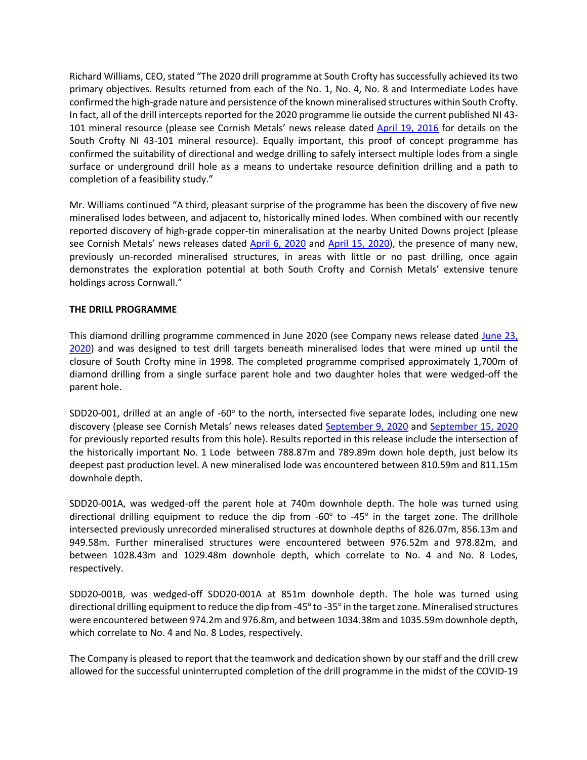Richard Williams, CEO, stated "The 2020 drill programme at South Crofty has successfully achieved its two primary objectives. Results returned from each of the No. 1, No. 4, No. 8 and Intermediate Lodes have confirmed the high-grade nature and persistence of the known mineralised structures within South Crofty. In fact, all of the drill intercepts reported for the 2020 programme lie outside the current published NI 43-101 mineral resource (please see Cornish Metals' news release dated [April 19, 2016] for details on the South Crofty NI 43-101 mineral resource). Equally important, this proof of concept programme has confirmed the suitability of directional and wedge drilling to safely intersect multiple lodes from a single surface or underground drill hole as a means to undertake resource definition drilling and a path to completion of a feasibility study."

Mr. Williams continued "A third, pleasant surprise of the programme has been the discovery of five new mineralised lodes between, and adjacent to, historically mined lodes. When combined with our recently reported discovery of high-grade copper-tin mineralisation at the nearby United Downs project (please see Cornish Metals' news releases dated [April 6, 2020] and [April 15, 2020]), the presence of many new, previously un-recorded mineralised structures, in areas with little or no past drilling, once again demonstrates the exploration potential at both South Crofty and Cornish Metals' extensive tenure holdings across Cornwall."

**THE DRILL PROGRAMME**

This diamond drilling programme commenced in June 2020 (see Company news release dated [June 23, 2020]) and was designed to test drill targets beneath mineralised lodes that were mined up until the closure of South Crofty mine in 1998. The completed programme comprised approximately 1,700m of diamond drilling from a single surface parent hole and two daughter holes that were wedged-off the parent hole.

SDD20-001, drilled at an angle of -60° to the north, intersected five separate lodes, including one new discovery (please see Cornish Metals' news releases dated [September 9, 2020] and [September 15, 2020] for previously reported results from this hole). Results reported in this release include the intersection of the historically important No. 1 Lode between 788.87m and 789.89m down hole depth, just below its deepest past production level. A new mineralised lode was encountered between 810.59m and 811.15m downhole depth.

SDD20-001A, was wedged-off the parent hole at 740m downhole depth. The hole was turned using directional drilling equipment to reduce the dip from -60° to -45° in the target zone. The drillhole intersected previously unrecorded mineralised structures at downhole depths of 826.07m, 856.13m and 949.58m. Further mineralised structures were encountered between 976.52m and 978.82m, and between 1028.43m and 1029.48m downhole depth, which correlate to No. 4 and No. 8 Lodes, respectively.

SDD20-001B, was wedged-off SDD20-001A at 851m downhole depth. The hole was turned using directional drilling equipment to reduce the dip from -45° to -35° in the target zone. Mineralised structures were encountered between 974.2m and 976.8m, and between 1034.38m and 1035.59m downhole depth, which correlate to No. 4 and No. 8 Lodes, respectively.

The Company is pleased to report that the teamwork and dedication shown by our staff and the drill crew allowed for the successful uninterrupted completion of the drill programme in the midst of the COVID-19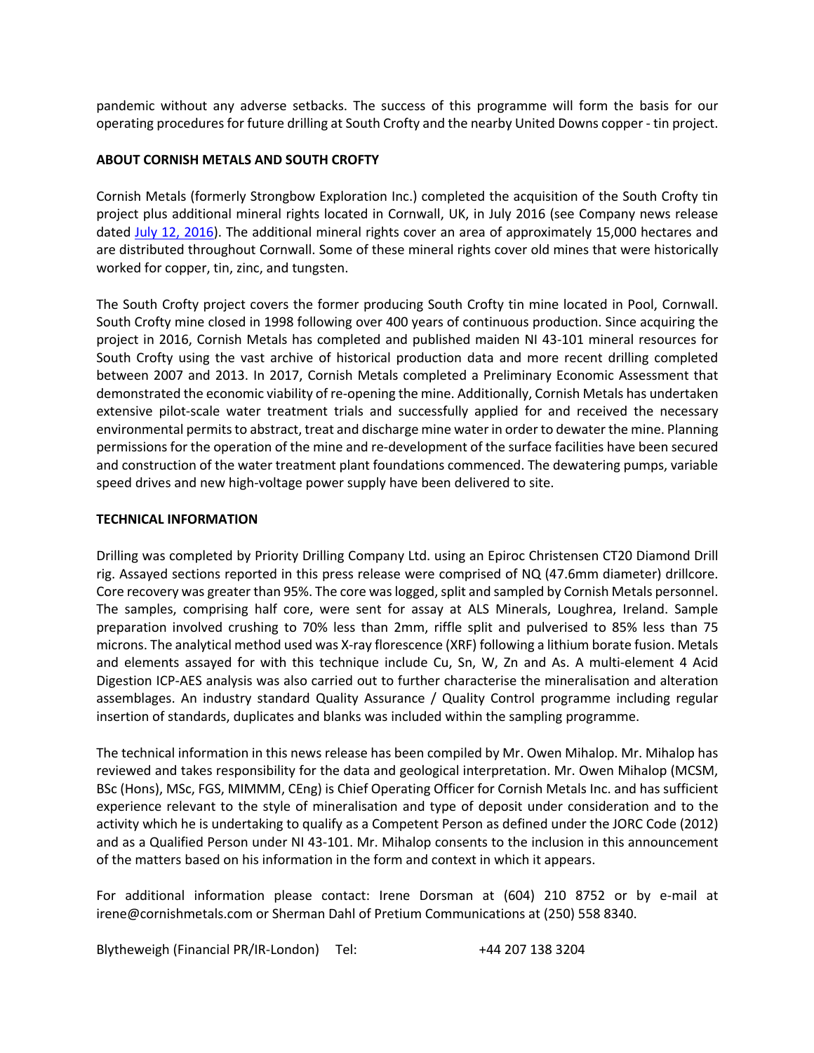pandemic without any adverse setbacks. The success of this programme will form the basis for our operating procedures for future drilling at South Crofty and the nearby United Downs copper - tin project.

**ABOUT CORNISH METALS AND SOUTH CROFTY**

Cornish Metals (formerly Strongbow Exploration Inc.) completed the acquisition of the South Crofty tin project plus additional mineral rights located in Cornwall, UK, in July 2016 (see Company news release dated [July 12, 2016](#)). The additional mineral rights cover an area of approximately 15,000 hectares and are distributed throughout Cornwall. Some of these mineral rights cover old mines that were historically worked for copper, tin, zinc, and tungsten.

The South Crofty project covers the former producing South Crofty tin mine located in Pool, Cornwall. South Crofty mine closed in 1998 following over 400 years of continuous production. Since acquiring the project in 2016, Cornish Metals has completed and published maiden NI 43-101 mineral resources for South Crofty using the vast archive of historical production data and more recent drilling completed between 2007 and 2013. In 2017, Cornish Metals completed a Preliminary Economic Assessment that demonstrated the economic viability of re-opening the mine. Additionally, Cornish Metals has undertaken extensive pilot-scale water treatment trials and successfully applied for and received the necessary environmental permits to abstract, treat and discharge mine water in order to dewater the mine. Planning permissions for the operation of the mine and re-development of the surface facilities have been secured and construction of the water treatment plant foundations commenced. The dewatering pumps, variable speed drives and new high-voltage power supply have been delivered to site.

**TECHNICAL INFORMATION**

Drilling was completed by Priority Drilling Company Ltd. using an Epiroc Christensen CT20 Diamond Drill rig. Assayed sections reported in this press release were comprised of NQ (47.6mm diameter) drillcore. Core recovery was greater than 95%. The core was logged, split and sampled by Cornish Metals personnel. The samples, comprising half core, were sent for assay at ALS Minerals, Loughrea, Ireland. Sample preparation involved crushing to 70% less than 2mm, riffle split and pulverised to 85% less than 75 microns. The analytical method used was X-ray florescence (XRF) following a lithium borate fusion. Metals and elements assayed for with this technique include Cu, Sn, W, Zn and As. A multi-element 4 Acid Digestion ICP-AES analysis was also carried out to further characterise the mineralisation and alteration assemblages. An industry standard Quality Assurance / Quality Control programme including regular insertion of standards, duplicates and blanks was included within the sampling programme.

The technical information in this news release has been compiled by Mr. Owen Mihalop. Mr. Mihalop has reviewed and takes responsibility for the data and geological interpretation. Mr. Owen Mihalop (MCSM, BSc (Hons), MSc, FGS, MIMMM, CEng) is Chief Operating Officer for Cornish Metals Inc. and has sufficient experience relevant to the style of mineralisation and type of deposit under consideration and to the activity which he is undertaking to qualify as a Competent Person as defined under the JORC Code (2012) and as a Qualified Person under NI 43-101. Mr. Mihalop consents to the inclusion in this announcement of the matters based on his information in the form and context in which it appears.

For additional information please contact: Irene Dorsman at (604) 210 8752 or by e-mail at irene@cornishmetals.com or Sherman Dahl of Pretium Communications at (250) 558 8340.

Blytheweigh (Financial PR/IR-London) Tel: +44 207 138 3204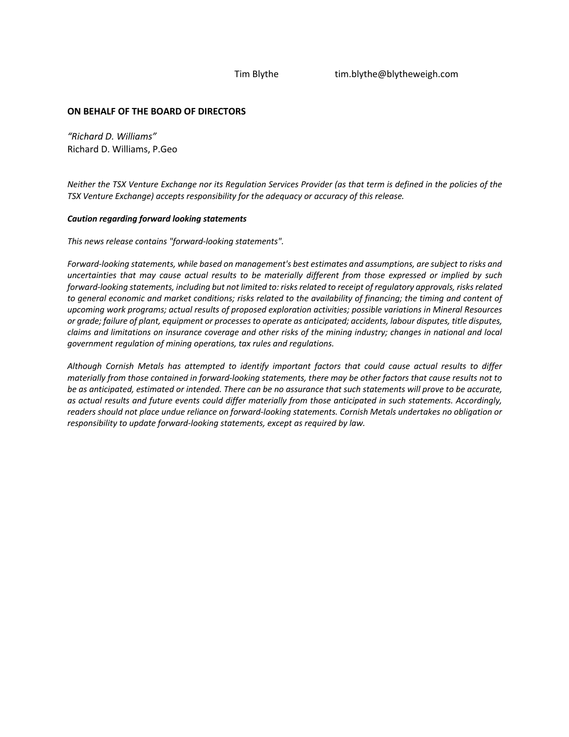Tim Blythe tim.blythe@blytheweigh.com

**ON BEHALF OF THE BOARD OF DIRECTORS**

*"Richard D. Williams"*
Richard D. Williams, P.Geo

*Neither the TSX Venture Exchange nor its Regulation Services Provider (as that term is defined in the policies of the TSX Venture Exchange) accepts responsibility for the adequacy or accuracy of this release.*

***Caution regarding forward looking statements***

*This news release contains "forward-looking statements".*

*Forward-looking statements, while based on management's best estimates and assumptions, are subject to risks and uncertainties that may cause actual results to be materially different from those expressed or implied by such forward-looking statements, including but not limited to: risks related to receipt of regulatory approvals, risks related to general economic and market conditions; risks related to the availability of financing; the timing and content of upcoming work programs; actual results of proposed exploration activities; possible variations in Mineral Resources or grade; failure of plant, equipment or processes to operate as anticipated; accidents, labour disputes, title disputes, claims and limitations on insurance coverage and other risks of the mining industry; changes in national and local government regulation of mining operations, tax rules and regulations.*

*Although Cornish Metals has attempted to identify important factors that could cause actual results to differ materially from those contained in forward-looking statements, there may be other factors that cause results not to be as anticipated, estimated or intended. There can be no assurance that such statements will prove to be accurate, as actual results and future events could differ materially from those anticipated in such statements. Accordingly, readers should not place undue reliance on forward-looking statements. Cornish Metals undertakes no obligation or responsibility to update forward-looking statements, except as required by law.*